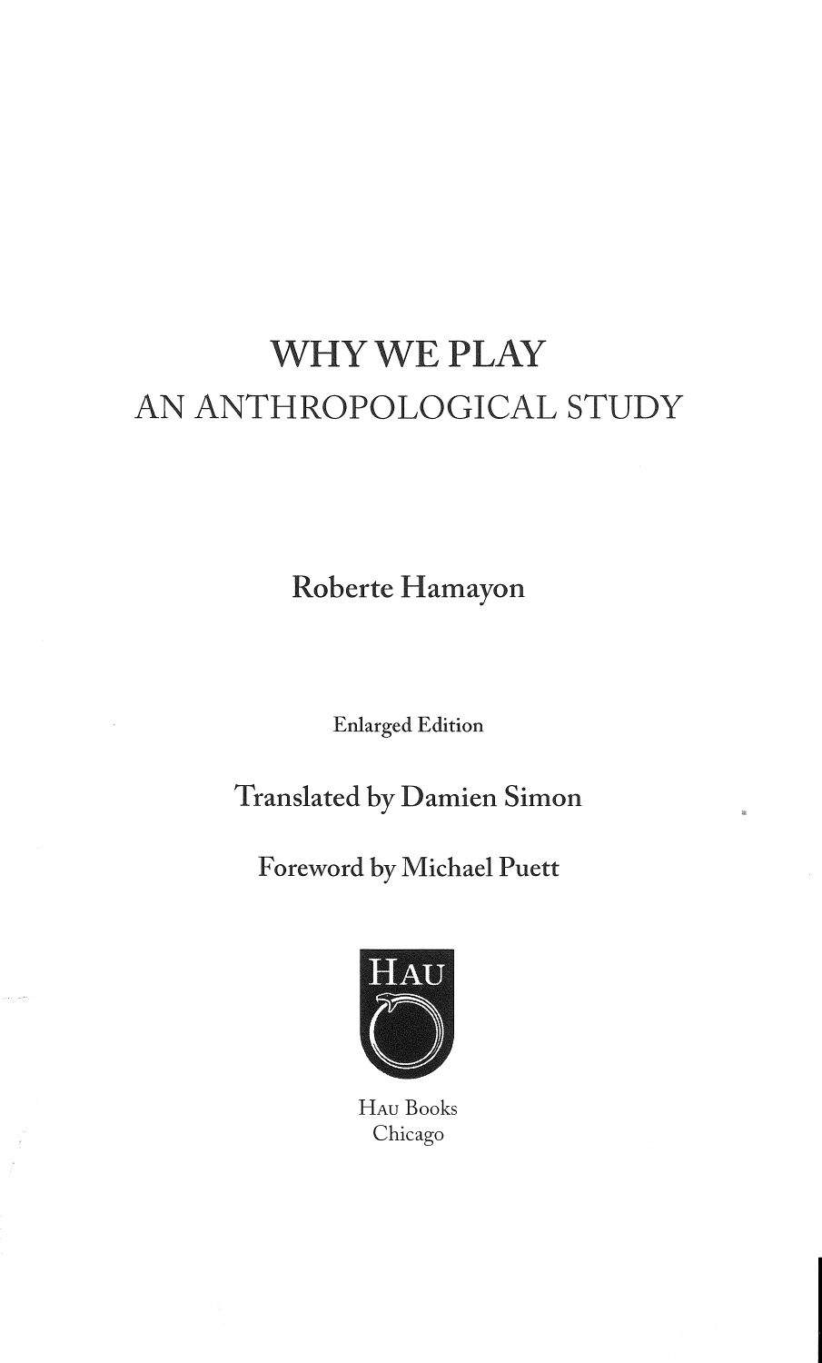# WHY WE PLAY
## AN ANTHROPOLOGICAL STUDY

**Roberte Hamayon**

Enlarged Edition

Translated by Damien Simon

Foreword by Michael Puett

HAU

HAU Books
Chicago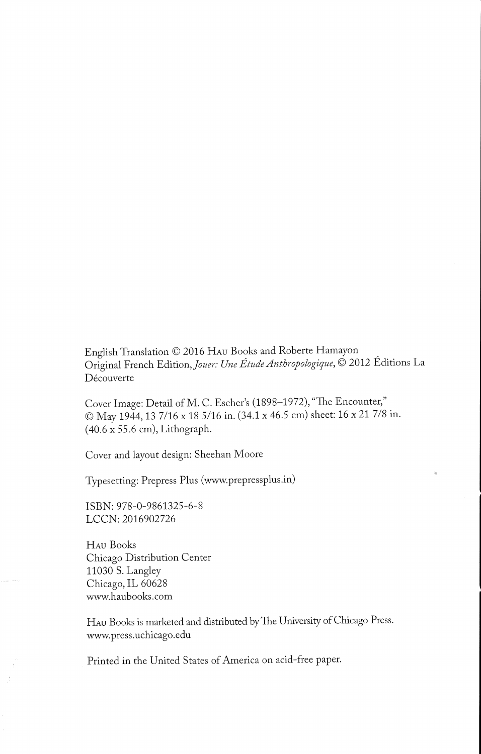English Translation © 2016 HAU Books and Roberte Hamayon
Original French Edition, *Jouer: Une Étude Anthropologique*, © 2012 Éditions La Découverte

Cover Image: Detail of M. C. Escher's (1898–1972), "The Encounter," © May 1944, 13 7/16 x 18 5/16 in. (34.1 x 46.5 cm) sheet: 16 x 21 7/8 in. (40.6 x 55.6 cm), Lithograph.

Cover and layout design: Sheehan Moore

Typesetting: Prepress Plus (www.prepressplus.in)

ISBN: 978-0-9861325-6-8
LCCN: 2016902726

HAU Books
Chicago Distribution Center
11030 S. Langley
Chicago, IL 60628
www.haubooks.com

HAU Books is marketed and distributed by The University of Chicago Press.
www.press.uchicago.edu

Printed in the United States of America on acid-free paper.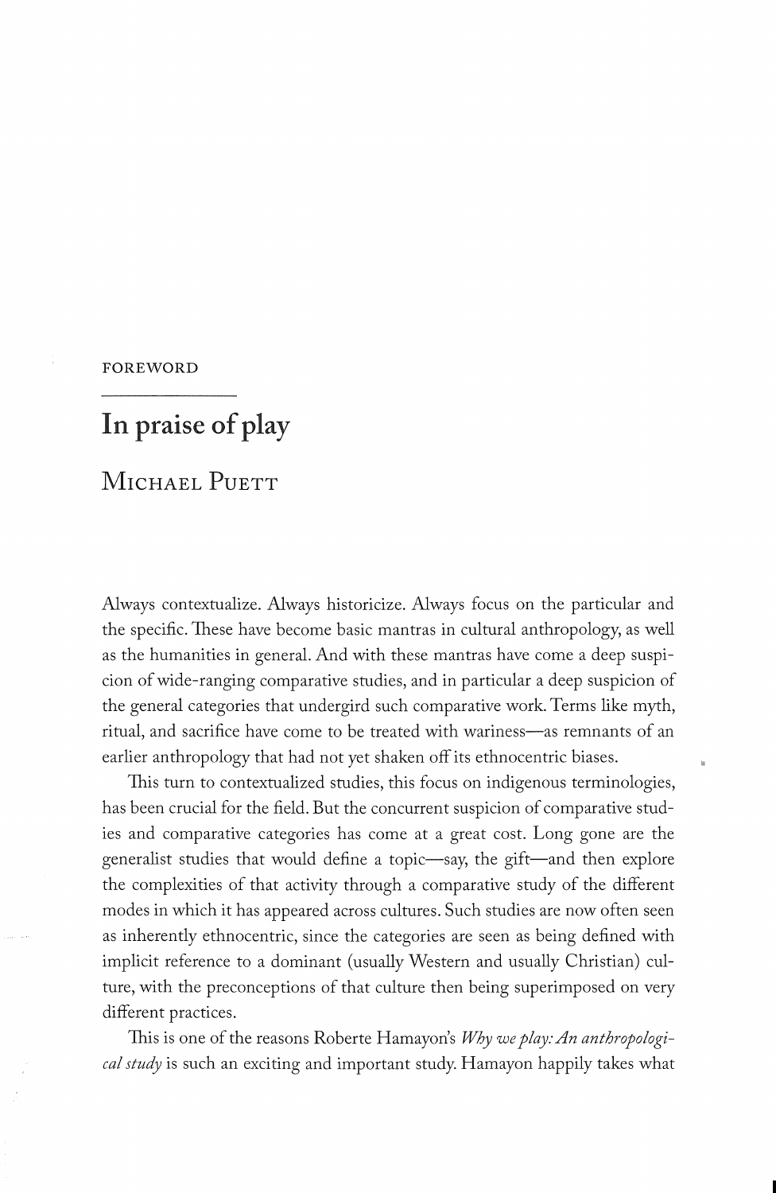FOREWORD

# In praise of play

## Michael Puett

Always contextualize. Always historicize. Always focus on the particular and the specific. These have become basic mantras in cultural anthropology, as well as the humanities in general. And with these mantras have come a deep suspicion of wide-ranging comparative studies, and in particular a deep suspicion of the general categories that undergird such comparative work. Terms like myth, ritual, and sacrifice have come to be treated with wariness—as remnants of an earlier anthropology that had not yet shaken off its ethnocentric biases.

This turn to contextualized studies, this focus on indigenous terminologies, has been crucial for the field. But the concurrent suspicion of comparative studies and comparative categories has come at a great cost. Long gone are the generalist studies that would define a topic—say, the gift—and then explore the complexities of that activity through a comparative study of the different modes in which it has appeared across cultures. Such studies are now often seen as inherently ethnocentric, since the categories are seen as being defined with implicit reference to a dominant (usually Western and usually Christian) culture, with the preconceptions of that culture then being superimposed on very different practices.

This is one of the reasons Roberte Hamayon's *Why we play: An anthropological study* is such an exciting and important study. Hamayon happily takes what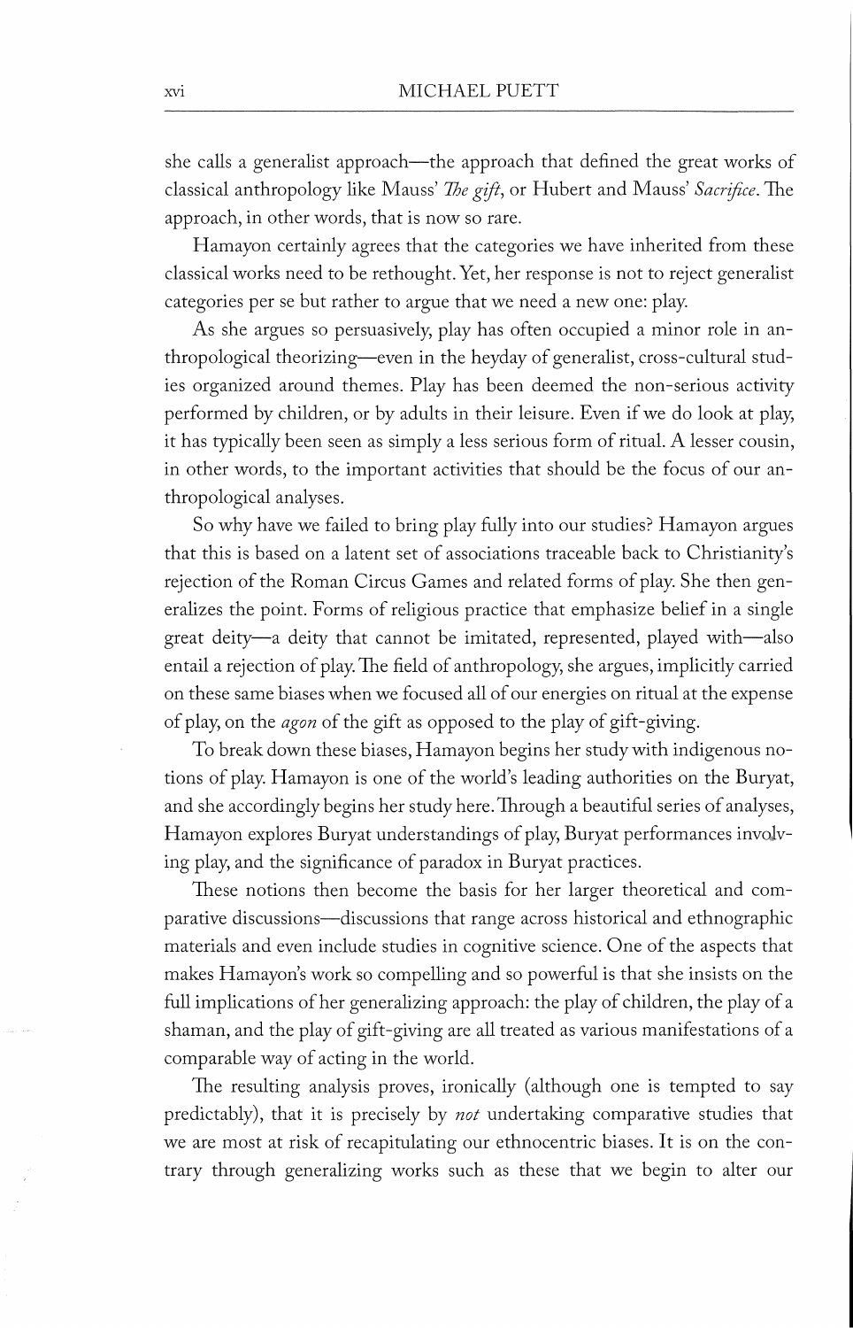she calls a generalist approach—the approach that defined the great works of classical anthropology like Mauss' *The gift*, or Hubert and Mauss' *Sacrifice*. The approach, in other words, that is now so rare.

Hamayon certainly agrees that the categories we have inherited from these classical works need to be rethought. Yet, her response is not to reject generalist categories per se but rather to argue that we need a new one: play.

As she argues so persuasively, play has often occupied a minor role in anthropological theorizing—even in the heyday of generalist, cross-cultural studies organized around themes. Play has been deemed the non-serious activity performed by children, or by adults in their leisure. Even if we do look at play, it has typically been seen as simply a less serious form of ritual. A lesser cousin, in other words, to the important activities that should be the focus of our anthropological analyses.

So why have we failed to bring play fully into our studies? Hamayon argues that this is based on a latent set of associations traceable back to Christianity's rejection of the Roman Circus Games and related forms of play. She then generalizes the point. Forms of religious practice that emphasize belief in a single great deity—a deity that cannot be imitated, represented, played with—also entail a rejection of play. The field of anthropology, she argues, implicitly carried on these same biases when we focused all of our energies on ritual at the expense of play, on the *agon* of the gift as opposed to the play of gift-giving.

To break down these biases, Hamayon begins her study with indigenous notions of play. Hamayon is one of the world's leading authorities on the Buryat, and she accordingly begins her study here. Through a beautiful series of analyses, Hamayon explores Buryat understandings of play, Buryat performances involving play, and the significance of paradox in Buryat practices.

These notions then become the basis for her larger theoretical and comparative discussions—discussions that range across historical and ethnographic materials and even include studies in cognitive science. One of the aspects that makes Hamayon's work so compelling and so powerful is that she insists on the full implications of her generalizing approach: the play of children, the play of a shaman, and the play of gift-giving are all treated as various manifestations of a comparable way of acting in the world.

The resulting analysis proves, ironically (although one is tempted to say predictably), that it is precisely by *not* undertaking comparative studies that we are most at risk of recapitulating our ethnocentric biases. It is on the contrary through generalizing works such as these that we begin to alter our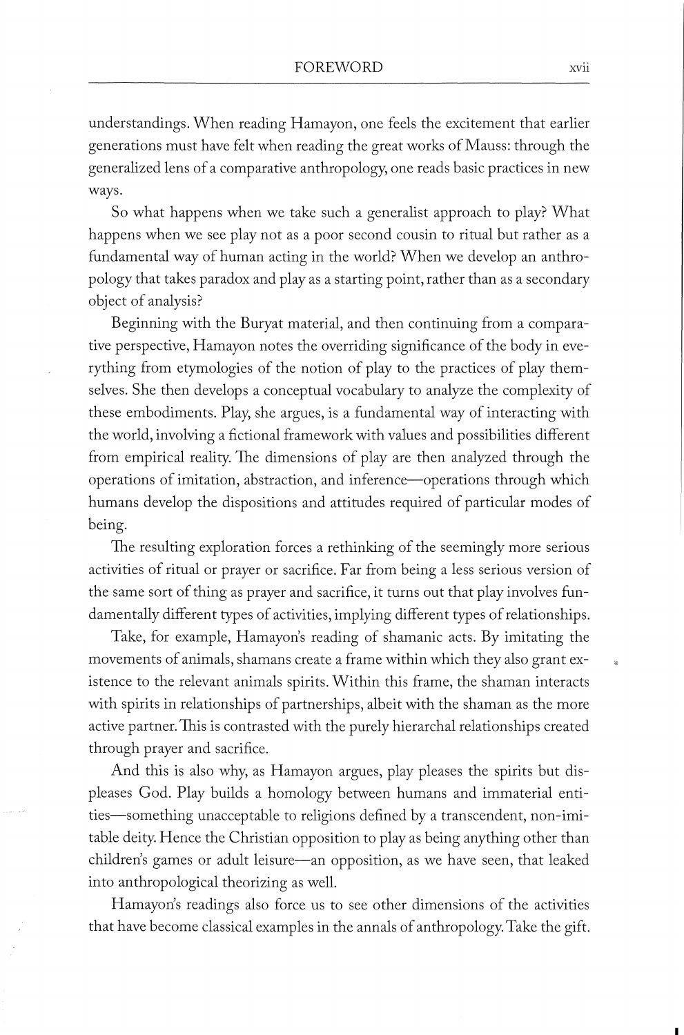understandings. When reading Hamayon, one feels the excitement that earlier generations must have felt when reading the great works of Mauss: through the generalized lens of a comparative anthropology, one reads basic practices in new ways.

So what happens when we take such a generalist approach to play? What happens when we see play not as a poor second cousin to ritual but rather as a fundamental way of human acting in the world? When we develop an anthropology that takes paradox and play as a starting point, rather than as a secondary object of analysis?

Beginning with the Buryat material, and then continuing from a comparative perspective, Hamayon notes the overriding significance of the body in everything from etymologies of the notion of play to the practices of play themselves. She then develops a conceptual vocabulary to analyze the complexity of these embodiments. Play, she argues, is a fundamental way of interacting with the world, involving a fictional framework with values and possibilities different from empirical reality. The dimensions of play are then analyzed through the operations of imitation, abstraction, and inference—operations through which humans develop the dispositions and attitudes required of particular modes of being.

The resulting exploration forces a rethinking of the seemingly more serious activities of ritual or prayer or sacrifice. Far from being a less serious version of the same sort of thing as prayer and sacrifice, it turns out that play involves fundamentally different types of activities, implying different types of relationships.

Take, for example, Hamayon's reading of shamanic acts. By imitating the movements of animals, shamans create a frame within which they also grant existence to the relevant animals spirits. Within this frame, the shaman interacts with spirits in relationships of partnerships, albeit with the shaman as the more active partner. This is contrasted with the purely hierarchal relationships created through prayer and sacrifice.

And this is also why, as Hamayon argues, play pleases the spirits but displeases God. Play builds a homology between humans and immaterial entities—something unacceptable to religions defined by a transcendent, non-imitable deity. Hence the Christian opposition to play as being anything other than children's games or adult leisure—an opposition, as we have seen, that leaked into anthropological theorizing as well.

Hamayon's readings also force us to see other dimensions of the activities that have become classical examples in the annals of anthropology. Take the gift.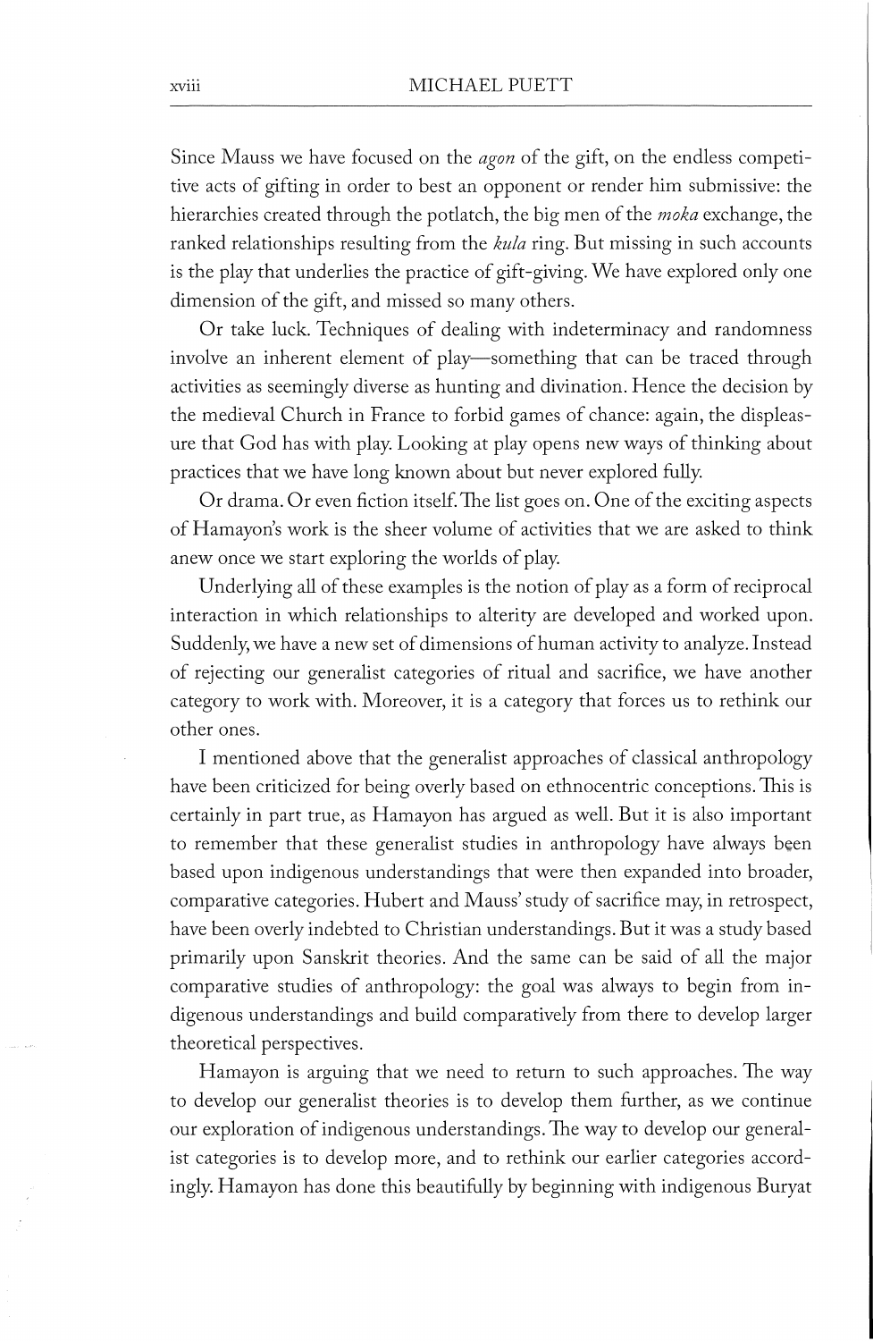Since Mauss we have focused on the *agon* of the gift, on the endless competitive acts of gifting in order to best an opponent or render him submissive: the hierarchies created through the potlatch, the big men of the *moka* exchange, the ranked relationships resulting from the *kula* ring. But missing in such accounts is the play that underlies the practice of gift-giving. We have explored only one dimension of the gift, and missed so many others.

Or take luck. Techniques of dealing with indeterminacy and randomness involve an inherent element of play—something that can be traced through activities as seemingly diverse as hunting and divination. Hence the decision by the medieval Church in France to forbid games of chance: again, the displeasure that God has with play. Looking at play opens new ways of thinking about practices that we have long known about but never explored fully.

Or drama. Or even fiction itself. The list goes on. One of the exciting aspects of Hamayon's work is the sheer volume of activities that we are asked to think anew once we start exploring the worlds of play.

Underlying all of these examples is the notion of play as a form of reciprocal interaction in which relationships to alterity are developed and worked upon. Suddenly, we have a new set of dimensions of human activity to analyze. Instead of rejecting our generalist categories of ritual and sacrifice, we have another category to work with. Moreover, it is a category that forces us to rethink our other ones.

I mentioned above that the generalist approaches of classical anthropology have been criticized for being overly based on ethnocentric conceptions. This is certainly in part true, as Hamayon has argued as well. But it is also important to remember that these generalist studies in anthropology have always been based upon indigenous understandings that were then expanded into broader, comparative categories. Hubert and Mauss' study of sacrifice may, in retrospect, have been overly indebted to Christian understandings. But it was a study based primarily upon Sanskrit theories. And the same can be said of all the major comparative studies of anthropology: the goal was always to begin from indigenous understandings and build comparatively from there to develop larger theoretical perspectives.

Hamayon is arguing that we need to return to such approaches. The way to develop our generalist theories is to develop them further, as we continue our exploration of indigenous understandings. The way to develop our generalist categories is to develop more, and to rethink our earlier categories accordingly. Hamayon has done this beautifully by beginning with indigenous Buryat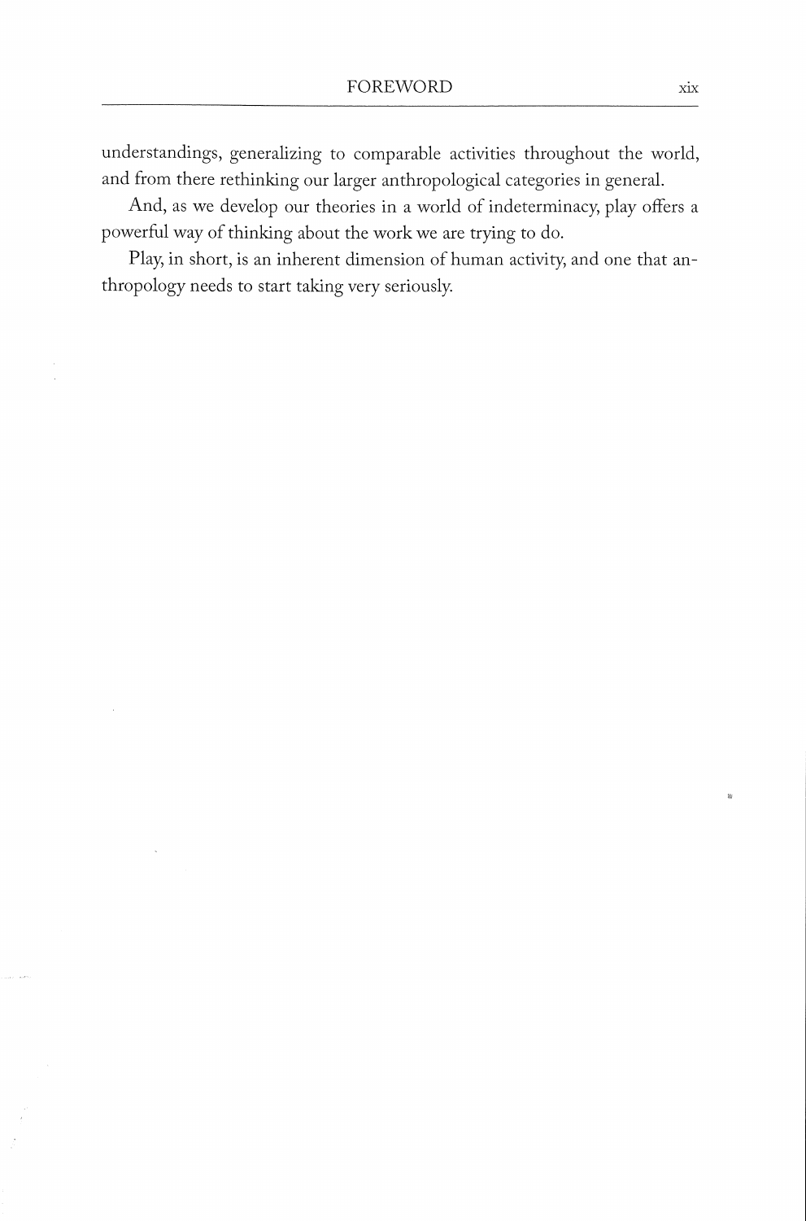understandings, generalizing to comparable activities throughout the world, and from there rethinking our larger anthropological categories in general.

And, as we develop our theories in a world of indeterminacy, play offers a powerful way of thinking about the work we are trying to do.

Play, in short, is an inherent dimension of human activity, and one that anthropology needs to start taking very seriously.